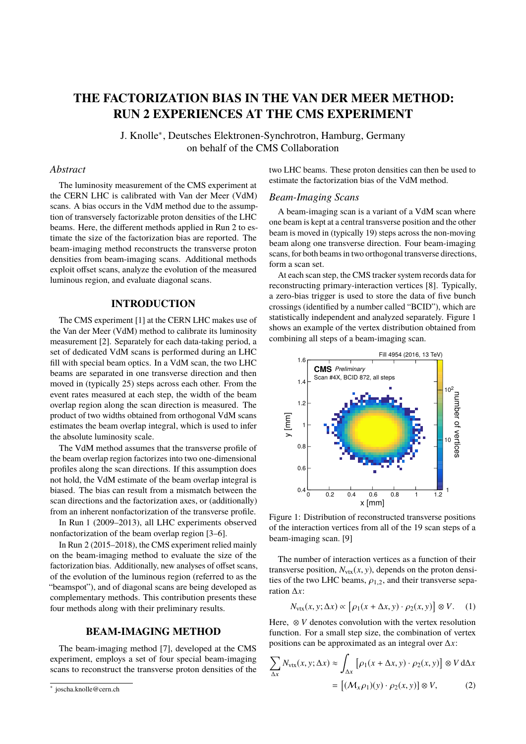# THE FACTORIZATION BIAS IN THE VAN DER MEER METHOD: RUN 2 EXPERIENCES AT THE CMS EXPERIMENT

J. Knolle*, Deutsches Elektronen-Synchrotron, Hamburg, Germany
on behalf of the CMS Collaboration

## *Abstract*

The luminosity measurement of the CMS experiment at the CERN LHC is calibrated with Van der Meer (VdM) scans. A bias occurs in the VdM method due to the assumption of transversely factorizable proton densities of the LHC beams. Here, the different methods applied in Run 2 to estimate the size of the factorization bias are reported. The beam-imaging method reconstructs the transverse proton densities from beam-imaging scans. Additional methods exploit offset scans, analyze the evolution of the measured luminous region, and evaluate diagonal scans.

## INTRODUCTION

The CMS experiment [1] at the CERN LHC makes use of the Van der Meer (VdM) method to calibrate its luminosity measurement [2]. Separately for each data-taking period, a set of dedicated VdM scans is performed during an LHC fill with special beam optics. In a VdM scan, the two LHC beams are separated in one transverse direction and then moved in (typically 25) steps across each other. From the event rates measured at each step, the width of the beam overlap region along the scan direction is measured. The product of two widths obtained from orthogonal VdM scans estimates the beam overlap integral, which is used to infer the absolute luminosity scale.

The VdM method assumes that the transverse profile of the beam overlap region factorizes into two one-dimensional profiles along the scan directions. If this assumption does not hold, the VdM estimate of the beam overlap integral is biased. The bias can result from a mismatch between the scan directions and the factorization axes, or (additionally) from an inherent nonfactorization of the transverse profile.

In Run 1 (2009–2013), all LHC experiments observed nonfactorization of the beam overlap region [3–6].

In Run 2 (2015–2018), the CMS experiment relied mainly on the beam-imaging method to evaluate the size of the factorization bias. Additionally, new analyses of offset scans, of the evolution of the luminous region (referred to as the "beamspot"), and of diagonal scans are being developed as complementary methods. This contribution presents these four methods along with their preliminary results.

## BEAM-IMAGING METHOD

The beam-imaging method [7], developed at the CMS experiment, employs a set of four special beam-imaging scans to reconstruct the transverse proton densities of the two LHC beams. These proton densities can then be used to estimate the factorization bias of the VdM method.

### *Beam-Imaging Scans*

A beam-imaging scan is a variant of a VdM scan where one beam is kept at a central transverse position and the other beam is moved in (typically 19) steps across the non-moving beam along one transverse direction. Four beam-imaging scans, for both beams in two orthogonal transverse directions, form a scan set.

At each scan step, the CMS tracker system records data for reconstructing primary-interaction vertices [8]. Typically, a zero-bias trigger is used to store the data of five bunch crossings (identified by a number called "BCID"), which are statistically independent and analyzed separately. Figure 1 shows an example of the vertex distribution obtained from combining all steps of a beam-imaging scan.

Fill 4954 (2016, 13 TeV)
CMS *Preliminary*
Scan #4X, BCID 872, all steps
y [mm]
x [mm]
number of vertices

Figure 1: Distribution of reconstructed transverse positions of the interaction vertices from all of the 19 scan steps of a beam-imaging scan. [9]

The number of interaction vertices as a function of their transverse position, $N_{\text{vtx}}(x, y)$, depends on the proton densities of the two LHC beams, $\rho_{1,2}$, and their transverse separation $\Delta x$:

$$N_{\text{vtx}}(x, y; \Delta x) \propto \left[\rho_1(x + \Delta x, y) \cdot \rho_2(x, y)\right] \otimes V. \quad (1)$$

Here, $\otimes V$ denotes convolution with the vertex resolution function. For a small step size, the combination of vertex positions can be approximated as an integral over $\Delta x$:

$$\sum_{\Delta x} N_{\text{vtx}}(x, y; \Delta x) \approx \int_{\Delta x} \left[\rho_1(x + \Delta x, y) \cdot \rho_2(x, y)\right] \otimes V \, \mathrm{d}\Delta x$$
$$= \left[(\mathcal{M}_x \rho_1)(y) \cdot \rho_2(x, y)\right] \otimes V, \quad (2)$$

* joscha.knolle@cern.ch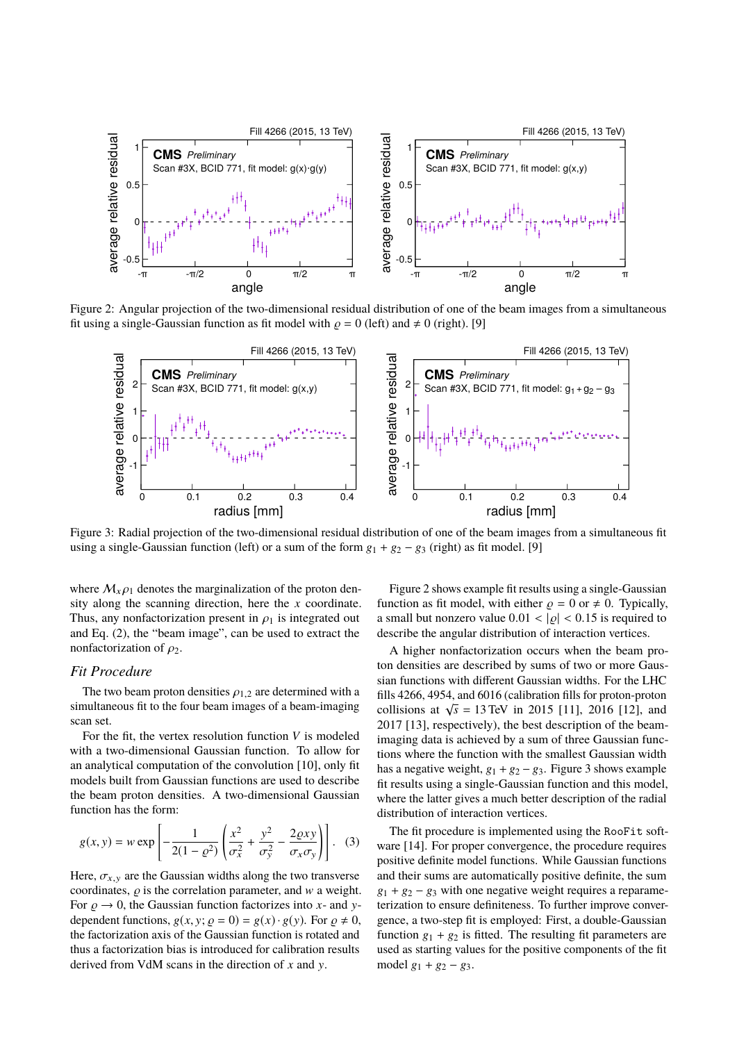Fill 4266 (2015, 13 TeV)

CMS *Preliminary*

Scan #3X, BCID 771, fit model: g(x)·g(y)

average relative residual

angle

-π -π/2 0 π/2 π

-0.5 0 0.5 1

Fill 4266 (2015, 13 TeV)

CMS *Preliminary*

Scan #3X, BCID 771, fit model: g(x,y)

average relative residual

angle

-π -π/2 0 π/2 π

-0.5 0 0.5 1

Figure 2: Angular projection of the two-dimensional residual distribution of one of the beam images from a simultaneous fit using a single-Gaussian function as fit model with $\varrho = 0$ (left) and $\neq 0$ (right). [9]

Fill 4266 (2015, 13 TeV)

CMS *Preliminary*

Scan #3X, BCID 771, fit model: g(x,y)

average relative residual

radius [mm]

0 0.1 0.2 0.3 0.4

-1 0 1 2

Fill 4266 (2015, 13 TeV)

CMS *Preliminary*

Scan #3X, BCID 771, fit model: $g_1 + g_2 - g_3$

average relative residual

radius [mm]

0 0.1 0.2 0.3 0.4

-1 0 1 2

Figure 3: Radial projection of the two-dimensional residual distribution of one of the beam images from a simultaneous fit using a single-Gaussian function (left) or a sum of the form $g_1 + g_2 - g_3$ (right) as fit model. [9]

where $\mathcal{M}_x\rho_1$ denotes the marginalization of the proton density along the scanning direction, here the $x$ coordinate. Thus, any nonfactorization present in $\rho_1$ is integrated out and Eq. (2), the "beam image", can be used to extract the nonfactorization of $\rho_2$.

### *Fit Procedure*

The two beam proton densities $\rho_{1,2}$ are determined with a simultaneous fit to the four beam images of a beam-imaging scan set.

For the fit, the vertex resolution function $V$ is modeled with a two-dimensional Gaussian function. To allow for an analytical computation of the convolution [10], only fit models built from Gaussian functions are used to describe the beam proton densities. A two-dimensional Gaussian function has the form:

$$g(x, y) = w \exp\left[-\frac{1}{2(1-\varrho^2)}\left(\frac{x^2}{\sigma_x^2} + \frac{y^2}{\sigma_y^2} - \frac{2\varrho xy}{\sigma_x\sigma_y}\right)\right]. \quad (3)$$

Here, $\sigma_{x,y}$ are the Gaussian widths along the two transverse coordinates, $\varrho$ is the correlation parameter, and $w$ a weight. For $\varrho \to 0$, the Gaussian function factorizes into $x$- and $y$-dependent functions, $g(x, y; \varrho = 0) = g(x) \cdot g(y)$. For $\varrho \neq 0$, the factorization axis of the Gaussian function is rotated and thus a factorization bias is introduced for calibration results derived from VdM scans in the direction of $x$ and $y$.

Figure 2 shows example fit results using a single-Gaussian function as fit model, with either $\varrho = 0$ or $\neq 0$. Typically, a small but nonzero value $0.01 < |\varrho| < 0.15$ is required to describe the angular distribution of interaction vertices.

A higher nonfactorization occurs when the beam proton densities are described by sums of two or more Gaussian functions with different Gaussian widths. For the LHC fills 4266, 4954, and 6016 (calibration fills for proton-proton collisions at $\sqrt{s} = 13\,\text{TeV}$ in 2015 [11], 2016 [12], and 2017 [13], respectively), the best description of the beam-imaging data is achieved by a sum of three Gaussian functions where the function with the smallest Gaussian width has a negative weight, $g_1 + g_2 - g_3$. Figure 3 shows example fit results using a single-Gaussian function and this model, where the latter gives a much better description of the radial distribution of interaction vertices.

The fit procedure is implemented using the `RooFit` software [14]. For proper convergence, the procedure requires positive definite model functions. While Gaussian functions and their sums are automatically positive definite, the sum $g_1 + g_2 - g_3$ with one negative weight requires a reparameterization to ensure definiteness. To further improve convergence, a two-step fit is employed: First, a double-Gaussian function $g_1 + g_2$ is fitted. The resulting fit parameters are used as starting values for the positive components of the fit model $g_1 + g_2 - g_3$.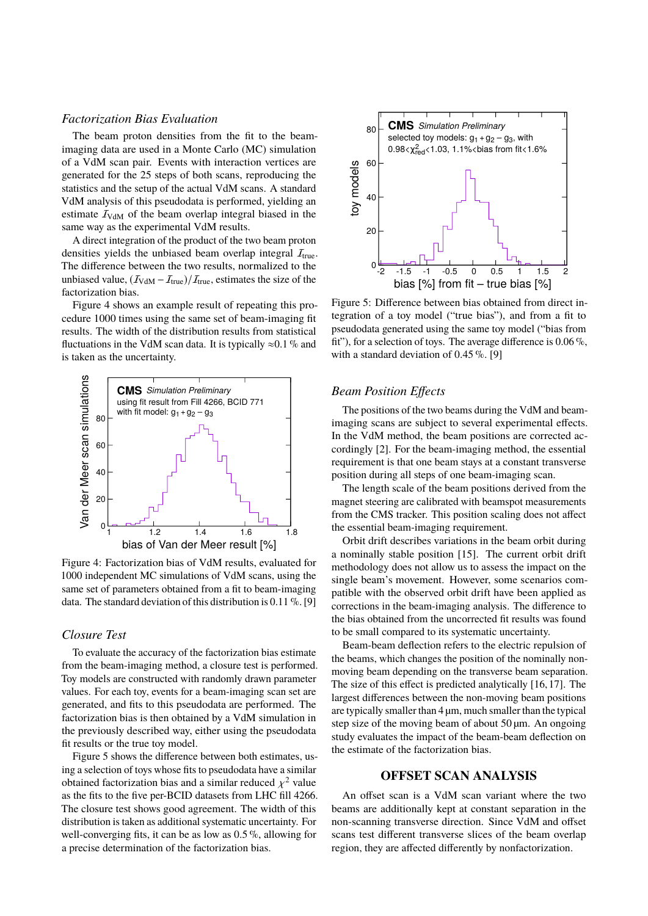### *Factorization Bias Evaluation*

The beam proton densities from the fit to the beam-imaging data are used in a Monte Carlo (MC) simulation of a VdM scan pair. Events with interaction vertices are generated for the 25 steps of both scans, reproducing the statistics and the setup of the actual VdM scans. A standard VdM analysis of this pseudodata is performed, yielding an estimate $\mathcal{I}_{\mathrm{VdM}}$ of the beam overlap integral biased in the same way as the experimental VdM results.

A direct integration of the product of the two beam proton densities yields the unbiased beam overlap integral $\mathcal{I}_{\mathrm{true}}$. The difference between the two results, normalized to the unbiased value, $(\mathcal{I}_{\mathrm{VdM}} - \mathcal{I}_{\mathrm{true}})/\mathcal{I}_{\mathrm{true}}$, estimates the size of the factorization bias.

Figure 4 shows an example result of repeating this procedure 1000 times using the same set of beam-imaging fit results. The width of the distribution results from statistical fluctuations in the VdM scan data. It is typically $\approx 0.1$ % and is taken as the uncertainty.

CMS Simulation Preliminary
using fit result from Fill 4266, BCID 771
with fit model: $g_1 + g_2 - g_3$
Van der Meer scan simulations
bias of Van der Meer result [%]

Figure 4: Factorization bias of VdM results, evaluated for 1000 independent MC simulations of VdM scans, using the same set of parameters obtained from a fit to beam-imaging data. The standard deviation of this distribution is 0.11 %. [9]

### *Closure Test*

To evaluate the accuracy of the factorization bias estimate from the beam-imaging method, a closure test is performed. Toy models are constructed with randomly drawn parameter values. For each toy, events for a beam-imaging scan set are generated, and fits to this pseudodata are performed. The factorization bias is then obtained by a VdM simulation in the previously described way, either using the pseudodata fit results or the true toy model.

Figure 5 shows the difference between both estimates, using a selection of toys whose fits to pseudodata have a similar obtained factorization bias and a similar reduced $\chi^2$ value as the fits to the five per-BCID datasets from LHC fill 4266. The closure test shows good agreement. The width of this distribution is taken as additional systematic uncertainty. For well-converging fits, it can be as low as 0.5 %, allowing for a precise determination of the factorization bias.

CMS Simulation Preliminary
selected toy models: $g_1 + g_2 - g_3$, with
$0.98 < \chi^2_{\mathrm{red}} < 1.03$, 1.1%<bias from fit<1.6%
toy models
bias [%] from fit – true bias [%]

Figure 5: Difference between bias obtained from direct integration of a toy model ("true bias"), and from a fit to pseudodata generated using the same toy model ("bias from fit"), for a selection of toys. The average difference is 0.06 %, with a standard deviation of 0.45 %. [9]

### *Beam Position Effects*

The positions of the two beams during the VdM and beam-imaging scans are subject to several experimental effects. In the VdM method, the beam positions are corrected accordingly [2]. For the beam-imaging method, the essential requirement is that one beam stays at a constant transverse position during all steps of one beam-imaging scan.

The length scale of the beam positions derived from the magnet steering are calibrated with beamspot measurements from the CMS tracker. This position scaling does not affect the essential beam-imaging requirement.

Orbit drift describes variations in the beam orbit during a nominally stable position [15]. The current orbit drift methodology does not allow us to assess the impact on the single beam's movement. However, some scenarios compatible with the observed orbit drift have been applied as corrections in the beam-imaging analysis. The difference to the bias obtained from the uncorrected fit results was found to be small compared to its systematic uncertainty.

Beam-beam deflection refers to the electric repulsion of the beams, which changes the position of the nominally non-moving beam depending on the transverse beam separation. The size of this effect is predicted analytically [16, 17]. The largest differences between the non-moving beam positions are typically smaller than 4 µm, much smaller than the typical step size of the moving beam of about 50 µm. An ongoing study evaluates the impact of the beam-beam deflection on the estimate of the factorization bias.

## OFFSET SCAN ANALYSIS

An offset scan is a VdM scan variant where the two beams are additionally kept at constant separation in the non-scanning transverse direction. Since VdM and offset scans test different transverse slices of the beam overlap region, they are affected differently by nonfactorization.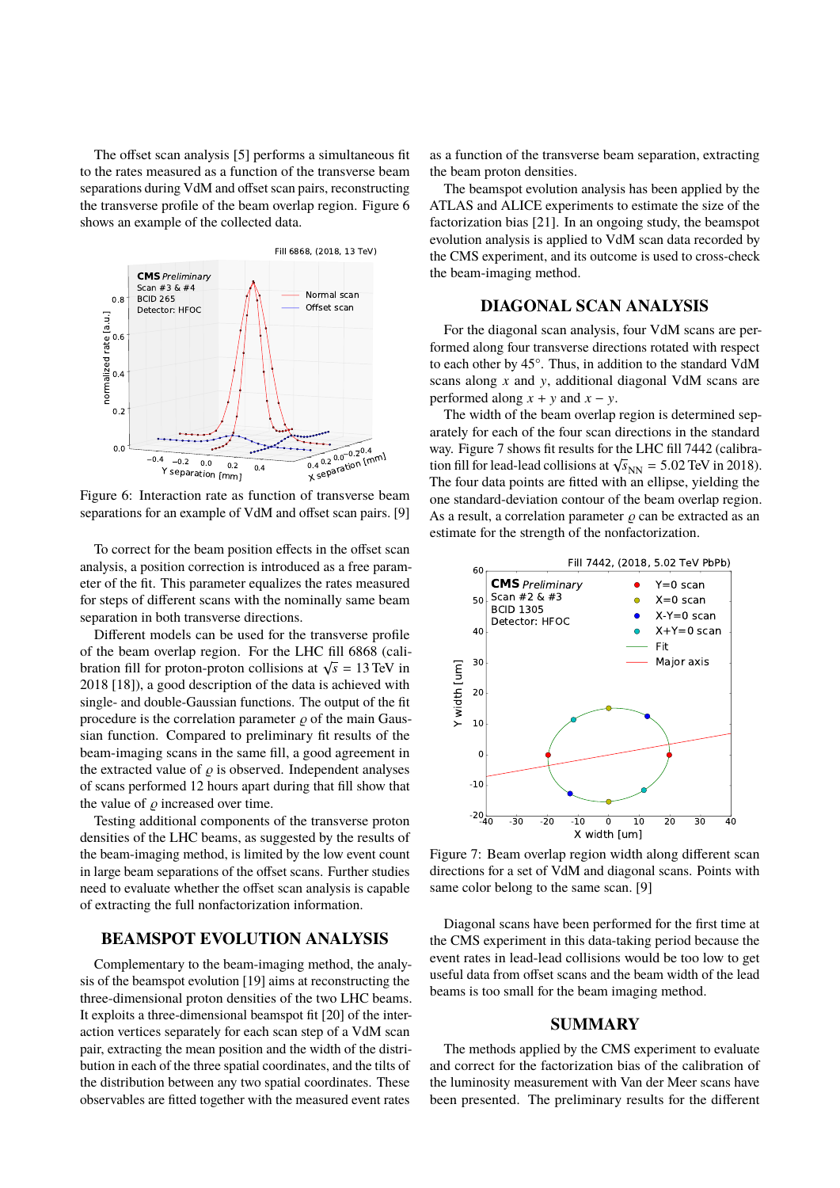The offset scan analysis [5] performs a simultaneous fit to the rates measured as a function of the transverse beam separations during VdM and offset scan pairs, reconstructing the transverse profile of the beam overlap region. Figure 6 shows an example of the collected data.

Fill 6868, (2018, 13 TeV)

**CMS** *Preliminary*
Scan #3 & #4
BCID 265
Detector: HFOC

Normal scan
Offset scan

normalized rate [a.u.]
0.0
0.2
0.4
0.6
0.8

Y separation [mm]
−0.4 −0.2 0.0 0.2 0.4

X separation [mm]
0.4 0.2 0.0 −0.2 −0.4

Figure 6: Interaction rate as function of transverse beam separations for an example of VdM and offset scan pairs. [9]

To correct for the beam position effects in the offset scan analysis, a position correction is introduced as a free parameter of the fit. This parameter equalizes the rates measured for steps of different scans with the nominally same beam separation in both transverse directions.

Different models can be used for the transverse profile of the beam overlap region. For the LHC fill 6868 (calibration fill for proton-proton collisions at $\sqrt{s}$ = 13 TeV in 2018 [18]), a good description of the data is achieved with single- and double-Gaussian functions. The output of the fit procedure is the correlation parameter $\varrho$ of the main Gaussian function. Compared to preliminary fit results of the beam-imaging scans in the same fill, a good agreement in the extracted value of $\varrho$ is observed. Independent analyses of scans performed 12 hours apart during that fill show that the value of $\varrho$ increased over time.

Testing additional components of the transverse proton densities of the LHC beams, as suggested by the results of the beam-imaging method, is limited by the low event count in large beam separations of the offset scans. Further studies need to evaluate whether the offset scan analysis is capable of extracting the full nonfactorization information.

## BEAMSPOT EVOLUTION ANALYSIS

Complementary to the beam-imaging method, the analysis of the beamspot evolution [19] aims at reconstructing the three-dimensional proton densities of the two LHC beams. It exploits a three-dimensional beamspot fit [20] of the interaction vertices separately for each scan step of a VdM scan pair, extracting the mean position and the width of the distribution in each of the three spatial coordinates, and the tilts of the distribution between any two spatial coordinates. These observables are fitted together with the measured event rates as a function of the transverse beam separation, extracting the beam proton densities.

The beamspot evolution analysis has been applied by the ATLAS and ALICE experiments to estimate the size of the factorization bias [21]. In an ongoing study, the beamspot evolution analysis is applied to VdM scan data recorded by the CMS experiment, and its outcome is used to cross-check the beam-imaging method.

## DIAGONAL SCAN ANALYSIS

For the diagonal scan analysis, four VdM scans are performed along four transverse directions rotated with respect to each other by 45°. Thus, in addition to the standard VdM scans along $x$ and $y$, additional diagonal VdM scans are performed along $x + y$ and $x - y$.

The width of the beam overlap region is determined separately for each of the four scan directions in the standard way. Figure 7 shows fit results for the LHC fill 7442 (calibration fill for lead-lead collisions at $\sqrt{s_{\mathrm{NN}}}$ = 5.02 TeV in 2018). The four data points are fitted with an ellipse, yielding the one standard-deviation contour of the beam overlap region. As a result, a correlation parameter $\varrho$ can be extracted as an estimate for the strength of the nonfactorization.

Fill 7442, (2018, 5.02 TeV PbPb)

**CMS** *Preliminary*
Scan #2 & #3
BCID 1305
Detector: HFOC

Y=0 scan
X=0 scan
X-Y=0 scan
X+Y=0 scan
Fit
Major axis

Y width [um]
-20 -10 0 10 20 30 40 50 60

X width [um]
-40 -30 -20 -10 0 10 20 30 40

Figure 7: Beam overlap region width along different scan directions for a set of VdM and diagonal scans. Points with same color belong to the same scan. [9]

Diagonal scans have been performed for the first time at the CMS experiment in this data-taking period because the event rates in lead-lead collisions would be too low to get useful data from offset scans and the beam width of the lead beams is too small for the beam imaging method.

## SUMMARY

The methods applied by the CMS experiment to evaluate and correct for the factorization bias of the calibration of the luminosity measurement with Van der Meer scans have been presented. The preliminary results for the different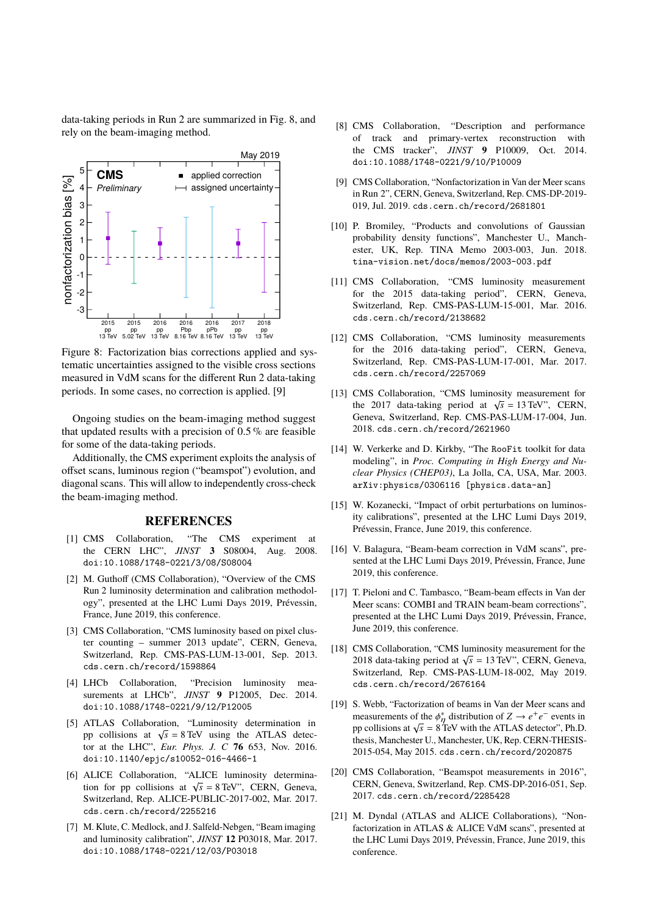data-taking periods in Run 2 are summarized in Fig. 8, and rely on the beam-imaging method.

May 2019

CMS
Preliminary

applied correction
assigned uncertainty

nonfactorization bias [%]

5
4
3
2
1
0
-1
-2
-3

2015 pp 13 TeV
2015 pp 5.02 TeV
2016 pp 13 TeV
2016 Pbp 8.16 TeV
2016 pPb 8.16 TeV
2017 pp 13 TeV
2018 pp 13 TeV

Figure 8: Factorization bias corrections applied and systematic uncertainties assigned to the visible cross sections measured in VdM scans for the different Run 2 data-taking periods. In some cases, no correction is applied. [9]

Ongoing studies on the beam-imaging method suggest that updated results with a precision of 0.5 % are feasible for some of the data-taking periods.

Additionally, the CMS experiment exploits the analysis of offset scans, luminous region ("beamspot") evolution, and diagonal scans. This will allow to independently cross-check the beam-imaging method.

## REFERENCES

[1] CMS Collaboration, "The CMS experiment at the CERN LHC", *JINST* **3** S08004, Aug. 2008. doi:10.1088/1748-0221/3/08/S08004

[2] M. Guthoff (CMS Collaboration), "Overview of the CMS Run 2 luminosity determination and calibration methodology", presented at the LHC Lumi Days 2019, Prévessin, France, June 2019, this conference.

[3] CMS Collaboration, "CMS luminosity based on pixel cluster counting – summer 2013 update", CERN, Geneva, Switzerland, Rep. CMS-PAS-LUM-13-001, Sep. 2013. cds.cern.ch/record/1598864

[4] LHCb Collaboration, "Precision luminosity measurements at LHCb", *JINST* **9** P12005, Dec. 2014. doi:10.1088/1748-0221/9/12/P12005

[5] ATLAS Collaboration, "Luminosity determination in pp collisions at $\sqrt{s} = 8\,\mathrm{TeV}$ using the ATLAS detector at the LHC", *Eur. Phys. J. C* **76** 653, Nov. 2016. doi:10.1140/epjc/s10052-016-4466-1

[6] ALICE Collaboration, "ALICE luminosity determination for pp collisions at $\sqrt{s} = 8\,\mathrm{TeV}$", CERN, Geneva, Switzerland, Rep. ALICE-PUBLIC-2017-002, Mar. 2017. cds.cern.ch/record/2255216

[7] M. Klute, C. Medlock, and J. Salfeld-Nebgen, "Beam imaging and luminosity calibration", *JINST* **12** P03018, Mar. 2017. doi:10.1088/1748-0221/12/03/P03018

[8] CMS Collaboration, "Description and performance of track and primary-vertex reconstruction with the CMS tracker", *JINST* **9** P10009, Oct. 2014. doi:10.1088/1748-0221/9/10/P10009

[9] CMS Collaboration, "Nonfactorization in Van der Meer scans in Run 2", CERN, Geneva, Switzerland, Rep. CMS-DP-2019-019, Jul. 2019. cds.cern.ch/record/2681801

[10] P. Bromiley, "Products and convolutions of Gaussian probability density functions", Manchester U., Manchester, UK, Rep. TINA Memo 2003-003, Jun. 2018. tina-vision.net/docs/memos/2003-003.pdf

[11] CMS Collaboration, "CMS luminosity measurement for the 2015 data-taking period", CERN, Geneva, Switzerland, Rep. CMS-PAS-LUM-15-001, Mar. 2016. cds.cern.ch/record/2138682

[12] CMS Collaboration, "CMS luminosity measurements for the 2016 data-taking period", CERN, Geneva, Switzerland, Rep. CMS-PAS-LUM-17-001, Mar. 2017. cds.cern.ch/record/2257069

[13] CMS Collaboration, "CMS luminosity measurement for the 2017 data-taking period at $\sqrt{s} = 13\,\mathrm{TeV}$", CERN, Geneva, Switzerland, Rep. CMS-PAS-LUM-17-004, Jun. 2018. cds.cern.ch/record/2621960

[14] W. Verkerke and D. Kirkby, "The RooFit toolkit for data modeling", in *Proc. Computing in High Energy and Nuclear Physics (CHEP03)*, La Jolla, CA, USA, Mar. 2003. arXiv:physics/0306116 [physics.data-an]

[15] W. Kozanecki, "Impact of orbit perturbations on luminosity calibrations", presented at the LHC Lumi Days 2019, Prévessin, France, June 2019, this conference.

[16] V. Balagura, "Beam-beam correction in VdM scans", presented at the LHC Lumi Days 2019, Prévessin, France, June 2019, this conference.

[17] T. Pieloni and C. Tambasco, "Beam-beam effects in Van der Meer scans: COMBI and TRAIN beam-beam corrections", presented at the LHC Lumi Days 2019, Prévessin, France, June 2019, this conference.

[18] CMS Collaboration, "CMS luminosity measurement for the 2018 data-taking period at $\sqrt{s} = 13\,\mathrm{TeV}$", CERN, Geneva, Switzerland, Rep. CMS-PAS-LUM-18-002, May 2019. cds.cern.ch/record/2676164

[19] S. Webb, "Factorization of beams in Van der Meer scans and measurements of the $\phi^{*}_{\eta}$ distribution of $Z \to e^{+}e^{-}$ events in pp collisions at $\sqrt{s} = 8\,\mathrm{TeV}$ with the ATLAS detector", Ph.D. thesis, Manchester U., Manchester, UK, Rep. CERN-THESIS-2015-054, May 2015. cds.cern.ch/record/2020875

[20] CMS Collaboration, "Beamspot measurements in 2016", CERN, Geneva, Switzerland, Rep. CMS-DP-2016-051, Sep. 2017. cds.cern.ch/record/2285428

[21] M. Dyndal (ATLAS and ALICE Collaborations), "Nonfactorization in ATLAS & ALICE VdM scans", presented at the LHC Lumi Days 2019, Prévessin, France, June 2019, this conference.